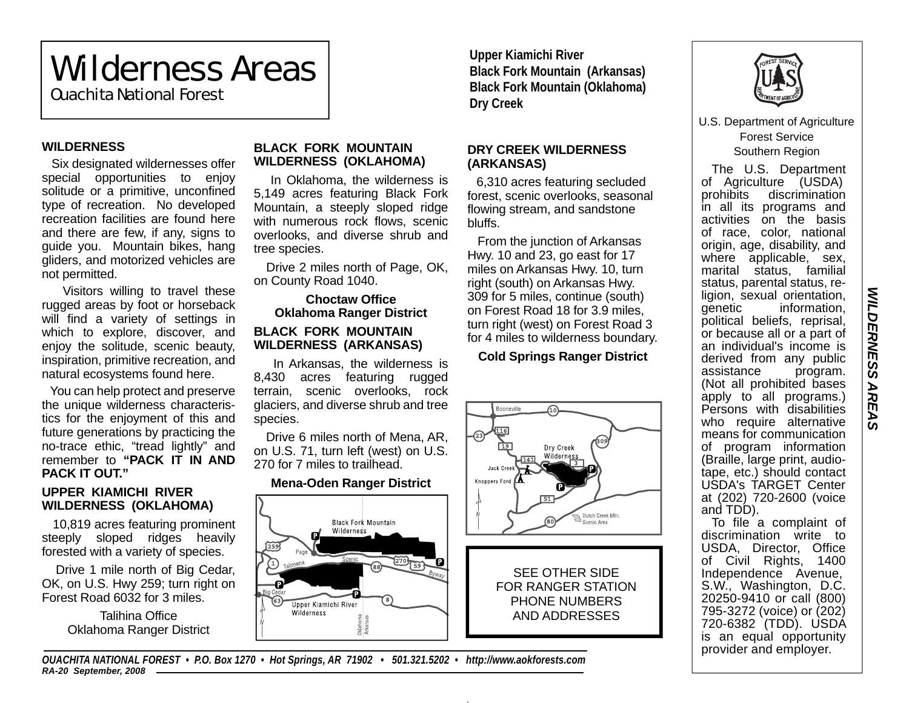# Wilderness Areas

Ouachita National Forest

**Upper Kiamichi River**
**Black Fork Mountain (Arkansas)**
**Black Fork Mountain (Oklahoma)**
**Dry Creek**

U.S. Department of Agriculture
Forest Service
Southern Region

## WILDERNESS

Six designated wildernesses offer special opportunities to enjoy solitude or a primitive, unconfined type of recreation. No developed recreation facilities are found here and there are few, if any, signs to guide you. Mountain bikes, hang gliders, and motorized vehicles are not permitted.

Visitors willing to travel these rugged areas by foot or horseback will find a variety of settings in which to explore, discover, and enjoy the solitude, scenic beauty, inspiration, primitive recreation, and natural ecosystems found here.

You can help protect and preserve the unique wilderness characteristics for the enjoyment of this and future generations by practicing the no-trace ethic, "tread lightly" and remember to **"PACK IT IN AND PACK IT OUT."**

## UPPER KIAMICHI RIVER WILDERNESS (OKLAHOMA)

10,819 acres featuring prominent steeply sloped ridges heavily forested with a variety of species.

Drive 1 mile north of Big Cedar, OK, on U.S. Hwy 259; turn right on Forest Road 6032 for 3 miles.

Talihina Office
Oklahoma Ranger District

## BLACK FORK MOUNTAIN WILDERNESS (OKLAHOMA)

In Oklahoma, the wilderness is 5,149 acres featuring Black Fork Mountain, a steeply sloped ridge with numerous rock flows, scenic overlooks, and diverse shrub and tree species.

Drive 2 miles north of Page, OK, on County Road 1040.

**Choctaw Office**
**Oklahoma Ranger District**

## BLACK FORK MOUNTAIN WILDERNESS (ARKANSAS)

In Arkansas, the wilderness is 8,430 acres featuring rugged terrain, scenic overlooks, rock glaciers, and diverse shrub and tree species.

Drive 6 miles north of Mena, AR, on U.S. 71, turn left (west) on U.S. 270 for 7 miles to trailhead.

**Mena-Oden Ranger District**

## DRY CREEK WILDERNESS (ARKANSAS)

6,310 acres featuring secluded forest, scenic overlooks, seasonal flowing stream, and sandstone bluffs.

From the junction of Arkansas Hwy. 10 and 23, go east for 17 miles on Arkansas Hwy. 10, turn right (south) on Arkansas Hwy. 309 for 5 miles, continue (south) on Forest Road 18 for 3.9 miles, turn right (west) on Forest Road 3 for 4 miles to wilderness boundary.

**Cold Springs Ranger District**

SEE OTHER SIDE
FOR RANGER STATION
PHONE NUMBERS
AND ADDRESSES

The U.S. Department of Agriculture (USDA) prohibits discrimination in all its programs and activities on the basis of race, color, national origin, age, disability, and where applicable, sex, marital status, familial status, parental status, religion, sexual orientation, genetic information, political beliefs, reprisal, or because all or a part of an individual's income is derived from any public assistance program. (Not all prohibited bases apply to all programs.) Persons with disabilities who require alternative means for communication of program information (Braille, large print, audiotape, etc.) should contact USDA's TARGET Center at (202) 720-2600 (voice and TDD).

To file a complaint of discrimination write to USDA, Director, Office of Civil Rights, 1400 Independence Avenue, S.W., Washington, D.C. 20250-9410 or call (800) 795-3272 (voice) or (202) 720-6382 (TDD). USDA is an equal opportunity provider and employer.

*OUACHITA NATIONAL FOREST • P.O. Box 1270 • Hot Springs, AR 71902 • 501.321.5202 • http://www.aokforests.com*
*RA-20 September, 2008*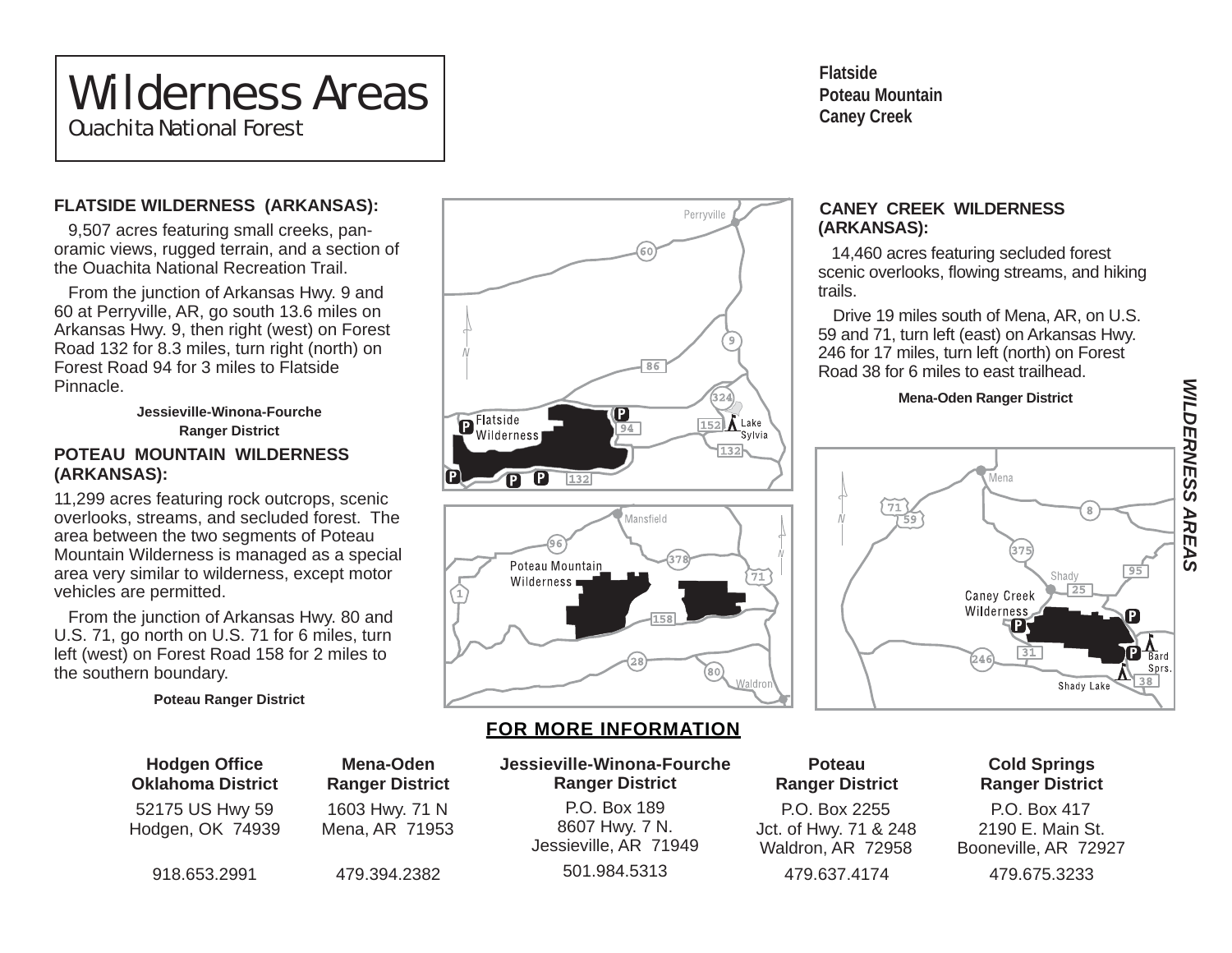# Wilderness Areas

Ouachita National Forest

**Flatside**
**Poteau Mountain**
**Caney Creek**

## FLATSIDE WILDERNESS (ARKANSAS):

9,507 acres featuring small creeks, panoramic views, rugged terrain, and a section of the Ouachita National Recreation Trail.

From the junction of Arkansas Hwy. 9 and 60 at Perryville, AR, go south 13.6 miles on Arkansas Hwy. 9, then right (west) on Forest Road 132 for 8.3 miles, turn right (north) on Forest Road 94 for 3 miles to Flatside Pinnacle.

**Jessieville-Winona-Fourche Ranger District**

## POTEAU MOUNTAIN WILDERNESS (ARKANSAS):

11,299 acres featuring rock outcrops, scenic overlooks, streams, and secluded forest. The area between the two segments of Poteau Mountain Wilderness is managed as a special area very similar to wilderness, except motor vehicles are permitted.

From the junction of Arkansas Hwy. 80 and U.S. 71, go north on U.S. 71 for 6 miles, turn left (west) on Forest Road 158 for 2 miles to the southern boundary.

**Poteau Ranger District**

Perryville
60
N
9
86
324
Flatside Wilderness
152
Lake Sylvia
94
132
132

Mansfield
96
N
378
Poteau Mountain Wilderness
71
1
158
28
80
Waldron

## CANEY CREEK WILDERNESS (ARKANSAS):

14,460 acres featuring secluded forest scenic overlooks, flowing streams, and hiking trails.

Drive 19 miles south of Mena, AR, on U.S. 59 and 71, turn left (east) on Arkansas Hwy. 246 for 17 miles, turn left (north) on Forest Road 38 for 6 miles to east trailhead.

**Mena-Oden Ranger District**

Mena
71
59
N
8
375
Shady
95
25
Caney Creek Wilderness
31
246
Bard Sprs.
38
Shady Lake

*WILDERNESS AREAS*

## FOR MORE INFORMATION

| Hodgen Office Oklahoma District | Mena-Oden Ranger District | Jessieville-Winona-Fourche Ranger District | Poteau Ranger District | Cold Springs Ranger District |
|---|---|---|---|---|
| 52175 US Hwy 59<br>Hodgen, OK 74939 | 1603 Hwy. 71 N<br>Mena, AR 71953 | P.O. Box 189<br>8607 Hwy. 7 N.<br>Jessieville, AR 71949 | P.O. Box 2255<br>Jct. of Hwy. 71 & 248<br>Waldron, AR 72958 | P.O. Box 417<br>2190 E. Main St.<br>Booneville, AR 72927 |
| 918.653.2991 | 479.394.2382 | 501.984.5313 | 479.637.4174 | 479.675.3233 |